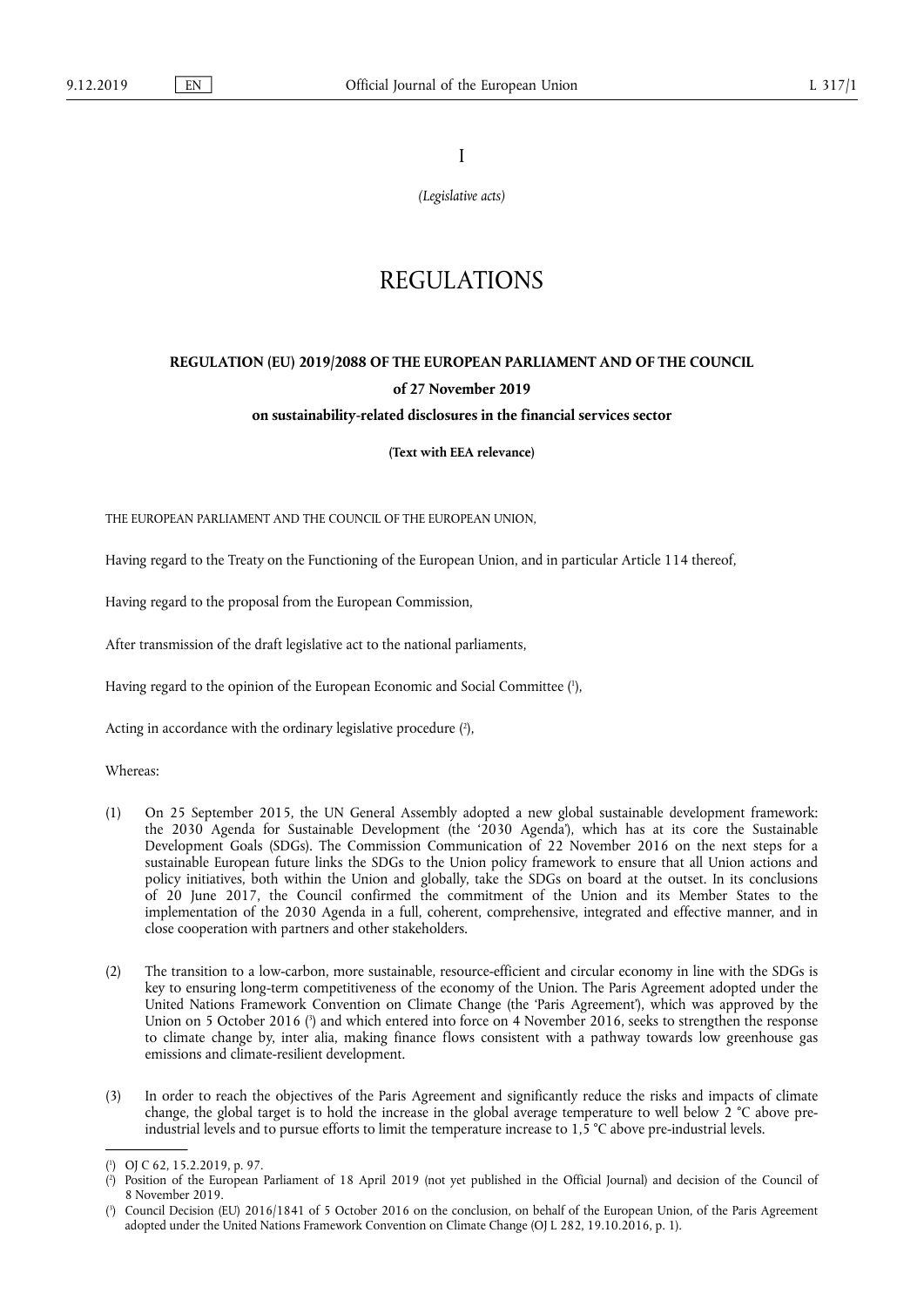I

*(Legislative acts)*

# REGULATIONS

## REGULATION (EU) 2019/2088 OF THE EUROPEAN PARLIAMENT AND OF THE COUNCIL

**of 27 November 2019**

**on sustainability-related disclosures in the financial services sector**

**(Text with EEA relevance)**

THE EUROPEAN PARLIAMENT AND THE COUNCIL OF THE EUROPEAN UNION,

Having regard to the Treaty on the Functioning of the European Union, and in particular Article 114 thereof,

Having regard to the proposal from the European Commission,

After transmission of the draft legislative act to the national parliaments,

Having regard to the opinion of the European Economic and Social Committee ([1]),

Acting in accordance with the ordinary legislative procedure ([2]),

Whereas:

(1) On 25 September 2015, the UN General Assembly adopted a new global sustainable development framework: the 2030 Agenda for Sustainable Development (the '2030 Agenda'), which has at its core the Sustainable Development Goals (SDGs). The Commission Communication of 22 November 2016 on the next steps for a sustainable European future links the SDGs to the Union policy framework to ensure that all Union actions and policy initiatives, both within the Union and globally, take the SDGs on board at the outset. In its conclusions of 20 June 2017, the Council confirmed the commitment of the Union and its Member States to the implementation of the 2030 Agenda in a full, coherent, comprehensive, integrated and effective manner, and in close cooperation with partners and other stakeholders.

(2) The transition to a low-carbon, more sustainable, resource-efficient and circular economy in line with the SDGs is key to ensuring long-term competitiveness of the economy of the Union. The Paris Agreement adopted under the United Nations Framework Convention on Climate Change (the 'Paris Agreement'), which was approved by the Union on 5 October 2016 ([3]) and which entered into force on 4 November 2016, seeks to strengthen the response to climate change by, inter alia, making finance flows consistent with a pathway towards low greenhouse gas emissions and climate-resilient development.

(3) In order to reach the objectives of the Paris Agreement and significantly reduce the risks and impacts of climate change, the global target is to hold the increase in the global average temperature to well below 2 °C above pre-industrial levels and to pursue efforts to limit the temperature increase to 1,5 °C above pre-industrial levels.

---

([1]) OJ C 62, 15.2.2019, p. 97.

([2]) Position of the European Parliament of 18 April 2019 (not yet published in the Official Journal) and decision of the Council of 8 November 2019.

([3]) Council Decision (EU) 2016/1841 of 5 October 2016 on the conclusion, on behalf of the European Union, of the Paris Agreement adopted under the United Nations Framework Convention on Climate Change (OJ L 282, 19.10.2016, p. 1).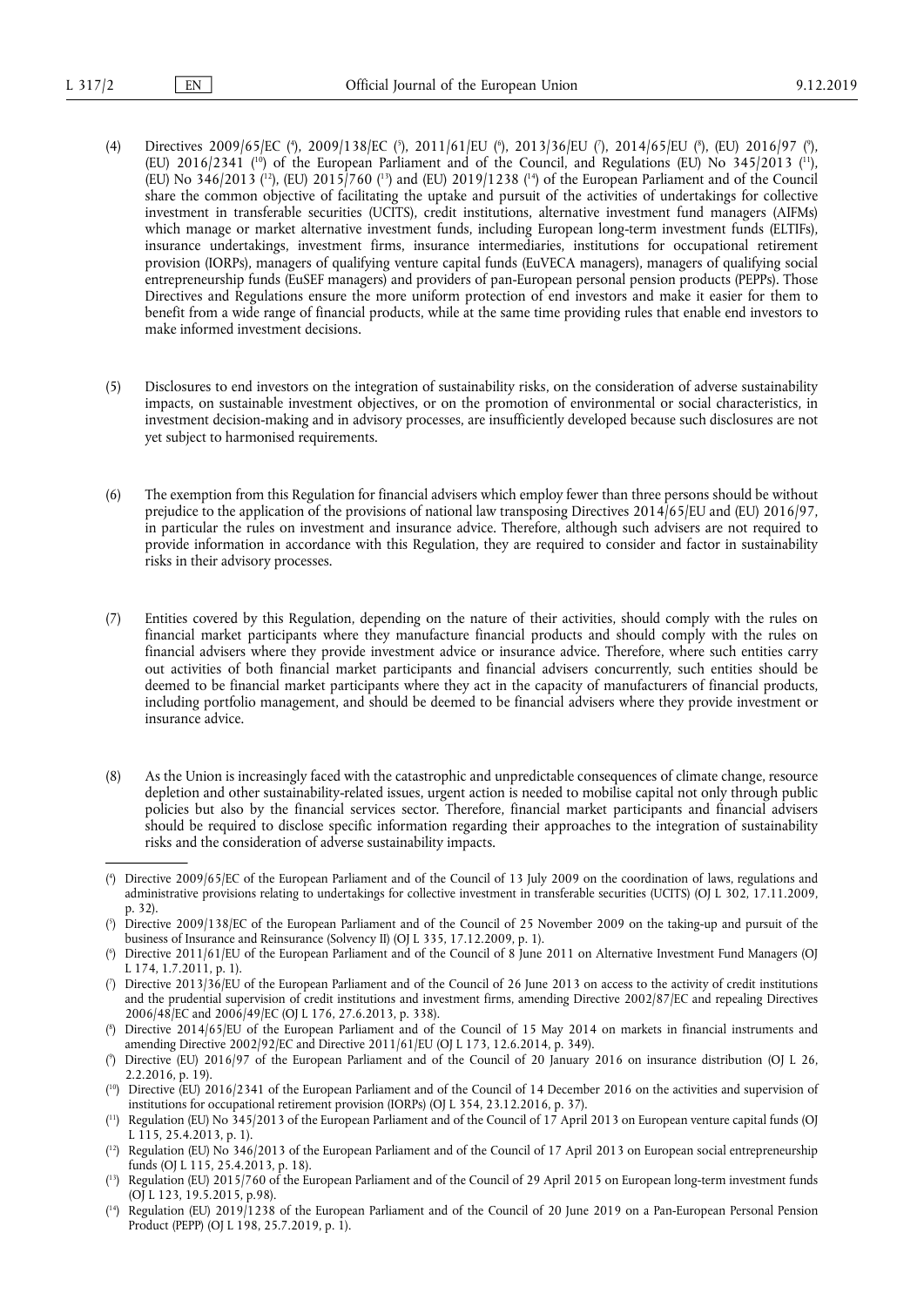(4) Directives 2009/65/EC [4], 2009/138/EC [5], 2011/61/EU [6], 2013/36/EU [7], 2014/65/EU [8], (EU) 2016/97 [9], (EU) 2016/2341 [10] of the European Parliament and of the Council, and Regulations (EU) No 345/2013 [11], (EU) No 346/2013 [12], (EU) 2015/760 [13] and (EU) 2019/1238 [14] of the European Parliament and of the Council share the common objective of facilitating the uptake and pursuit of the activities of undertakings for collective investment in transferable securities (UCITS), credit institutions, alternative investment fund managers (AIFMs) which manage or market alternative investment funds, including European long-term investment funds (ELTIFs), insurance undertakings, investment firms, insurance intermediaries, institutions for occupational retirement provision (IORPs), managers of qualifying venture capital funds (EuVECA managers), managers of qualifying social entrepreneurship funds (EuSEF managers) and providers of pan-European personal pension products (PEPPs). Those Directives and Regulations ensure the more uniform protection of end investors and make it easier for them to benefit from a wide range of financial products, while at the same time providing rules that enable end investors to make informed investment decisions.

(5) Disclosures to end investors on the integration of sustainability risks, on the consideration of adverse sustainability impacts, on sustainable investment objectives, or on the promotion of environmental or social characteristics, in investment decision-making and in advisory processes, are insufficiently developed because such disclosures are not yet subject to harmonised requirements.

(6) The exemption from this Regulation for financial advisers which employ fewer than three persons should be without prejudice to the application of the provisions of national law transposing Directives 2014/65/EU and (EU) 2016/97, in particular the rules on investment and insurance advice. Therefore, although such advisers are not required to provide information in accordance with this Regulation, they are required to consider and factor in sustainability risks in their advisory processes.

(7) Entities covered by this Regulation, depending on the nature of their activities, should comply with the rules on financial market participants where they manufacture financial products and should comply with the rules on financial advisers where they provide investment advice or insurance advice. Therefore, where such entities carry out activities of both financial market participants and financial advisers concurrently, such entities should be deemed to be financial market participants where they act in the capacity of manufacturers of financial products, including portfolio management, and should be deemed to be financial advisers where they provide investment or insurance advice.

(8) As the Union is increasingly faced with the catastrophic and unpredictable consequences of climate change, resource depletion and other sustainability-related issues, urgent action is needed to mobilise capital not only through public policies but also by the financial services sector. Therefore, financial market participants and financial advisers should be required to disclose specific information regarding their approaches to the integration of sustainability risks and the consideration of adverse sustainability impacts.

---

[4] Directive 2009/65/EC of the European Parliament and of the Council of 13 July 2009 on the coordination of laws, regulations and administrative provisions relating to undertakings for collective investment in transferable securities (UCITS) (OJ L 302, 17.11.2009, p. 32).

[5] Directive 2009/138/EC of the European Parliament and of the Council of 25 November 2009 on the taking-up and pursuit of the business of Insurance and Reinsurance (Solvency II) (OJ L 335, 17.12.2009, p. 1).

[6] Directive 2011/61/EU of the European Parliament and of the Council of 8 June 2011 on Alternative Investment Fund Managers (OJ L 174, 1.7.2011, p. 1).

[7] Directive 2013/36/EU of the European Parliament and of the Council of 26 June 2013 on access to the activity of credit institutions and the prudential supervision of credit institutions and investment firms, amending Directive 2002/87/EC and repealing Directives 2006/48/EC and 2006/49/EC (OJ L 176, 27.6.2013, p. 338).

[8] Directive 2014/65/EU of the European Parliament and of the Council of 15 May 2014 on markets in financial instruments and amending Directive 2002/92/EC and Directive 2011/61/EU (OJ L 173, 12.6.2014, p. 349).

[9] Directive (EU) 2016/97 of the European Parliament and of the Council of 20 January 2016 on insurance distribution (OJ L 26, 2.2.2016, p. 19).

[10] Directive (EU) 2016/2341 of the European Parliament and of the Council of 14 December 2016 on the activities and supervision of institutions for occupational retirement provision (IORPs) (OJ L 354, 23.12.2016, p. 37).

[11] Regulation (EU) No 345/2013 of the European Parliament and of the Council of 17 April 2013 on European venture capital funds (OJ L 115, 25.4.2013, p. 1).

[12] Regulation (EU) No 346/2013 of the European Parliament and of the Council of 17 April 2013 on European social entrepreneurship funds (OJ L 115, 25.4.2013, p. 18).

[13] Regulation (EU) 2015/760 of the European Parliament and of the Council of 29 April 2015 on European long-term investment funds (OJ L 123, 19.5.2015, p.98).

[14] Regulation (EU) 2019/1238 of the European Parliament and of the Council of 20 June 2019 on a Pan-European Personal Pension Product (PEPP) (OJ L 198, 25.7.2019, p. 1).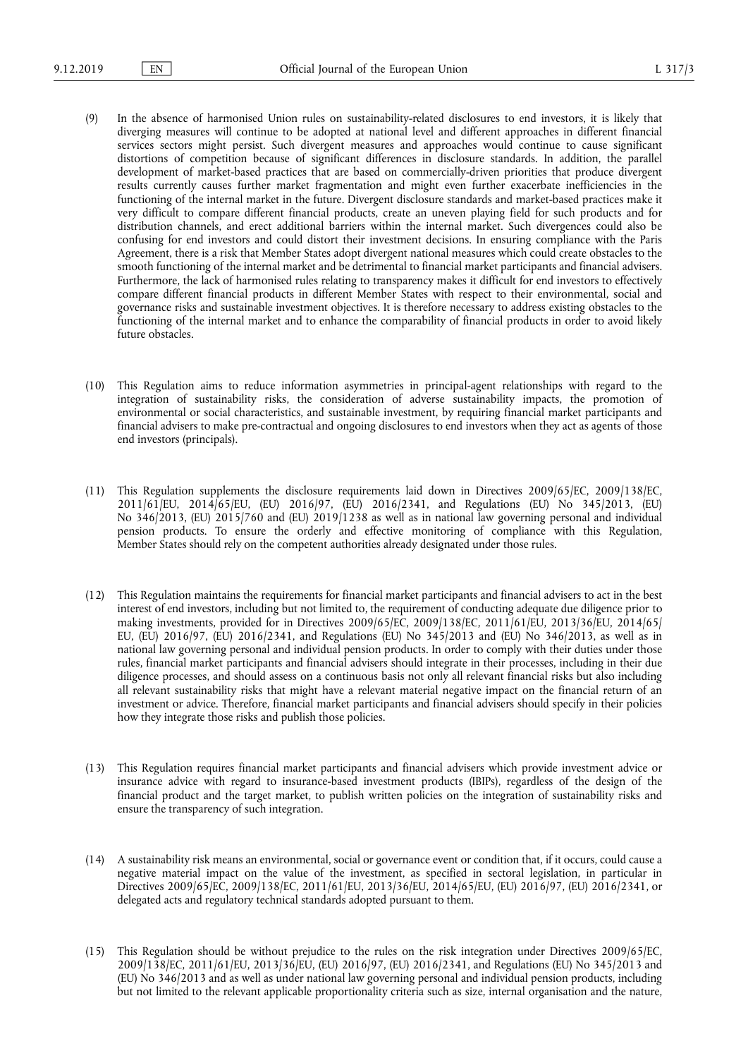(9) In the absence of harmonised Union rules on sustainability-related disclosures to end investors, it is likely that diverging measures will continue to be adopted at national level and different approaches in different financial services sectors might persist. Such divergent measures and approaches would continue to cause significant distortions of competition because of significant differences in disclosure standards. In addition, the parallel development of market-based practices that are based on commercially-driven priorities that produce divergent results currently causes further market fragmentation and might even further exacerbate inefficiencies in the functioning of the internal market in the future. Divergent disclosure standards and market-based practices make it very difficult to compare different financial products, create an uneven playing field for such products and for distribution channels, and erect additional barriers within the internal market. Such divergences could also be confusing for end investors and could distort their investment decisions. In ensuring compliance with the Paris Agreement, there is a risk that Member States adopt divergent national measures which could create obstacles to the smooth functioning of the internal market and be detrimental to financial market participants and financial advisers. Furthermore, the lack of harmonised rules relating to transparency makes it difficult for end investors to effectively compare different financial products in different Member States with respect to their environmental, social and governance risks and sustainable investment objectives. It is therefore necessary to address existing obstacles to the functioning of the internal market and to enhance the comparability of financial products in order to avoid likely future obstacles.

(10) This Regulation aims to reduce information asymmetries in principal-agent relationships with regard to the integration of sustainability risks, the consideration of adverse sustainability impacts, the promotion of environmental or social characteristics, and sustainable investment, by requiring financial market participants and financial advisers to make pre-contractual and ongoing disclosures to end investors when they act as agents of those end investors (principals).

(11) This Regulation supplements the disclosure requirements laid down in Directives 2009/65/EC, 2009/138/EC, 2011/61/EU, 2014/65/EU, (EU) 2016/97, (EU) 2016/2341, and Regulations (EU) No 345/2013, (EU) No 346/2013, (EU) 2015/760 and (EU) 2019/1238 as well as in national law governing personal and individual pension products. To ensure the orderly and effective monitoring of compliance with this Regulation, Member States should rely on the competent authorities already designated under those rules.

(12) This Regulation maintains the requirements for financial market participants and financial advisers to act in the best interest of end investors, including but not limited to, the requirement of conducting adequate due diligence prior to making investments, provided for in Directives 2009/65/EC, 2009/138/EC, 2011/61/EU, 2013/36/EU, 2014/65/EU, (EU) 2016/97, (EU) 2016/2341, and Regulations (EU) No 345/2013 and (EU) No 346/2013, as well as in national law governing personal and individual pension products. In order to comply with their duties under those rules, financial market participants and financial advisers should integrate in their processes, including in their due diligence processes, and should assess on a continuous basis not only all relevant financial risks but also including all relevant sustainability risks that might have a relevant material negative impact on the financial return of an investment or advice. Therefore, financial market participants and financial advisers should specify in their policies how they integrate those risks and publish those policies.

(13) This Regulation requires financial market participants and financial advisers which provide investment advice or insurance advice with regard to insurance-based investment products (IBIPs), regardless of the design of the financial product and the target market, to publish written policies on the integration of sustainability risks and ensure the transparency of such integration.

(14) A sustainability risk means an environmental, social or governance event or condition that, if it occurs, could cause a negative material impact on the value of the investment, as specified in sectoral legislation, in particular in Directives 2009/65/EC, 2009/138/EC, 2011/61/EU, 2013/36/EU, 2014/65/EU, (EU) 2016/97, (EU) 2016/2341, or delegated acts and regulatory technical standards adopted pursuant to them.

(15) This Regulation should be without prejudice to the rules on the risk integration under Directives 2009/65/EC, 2009/138/EC, 2011/61/EU, 2013/36/EU, (EU) 2016/97, (EU) 2016/2341, and Regulations (EU) No 345/2013 and (EU) No 346/2013 and as well as under national law governing personal and individual pension products, including but not limited to the relevant applicable proportionality criteria such as size, internal organisation and the nature,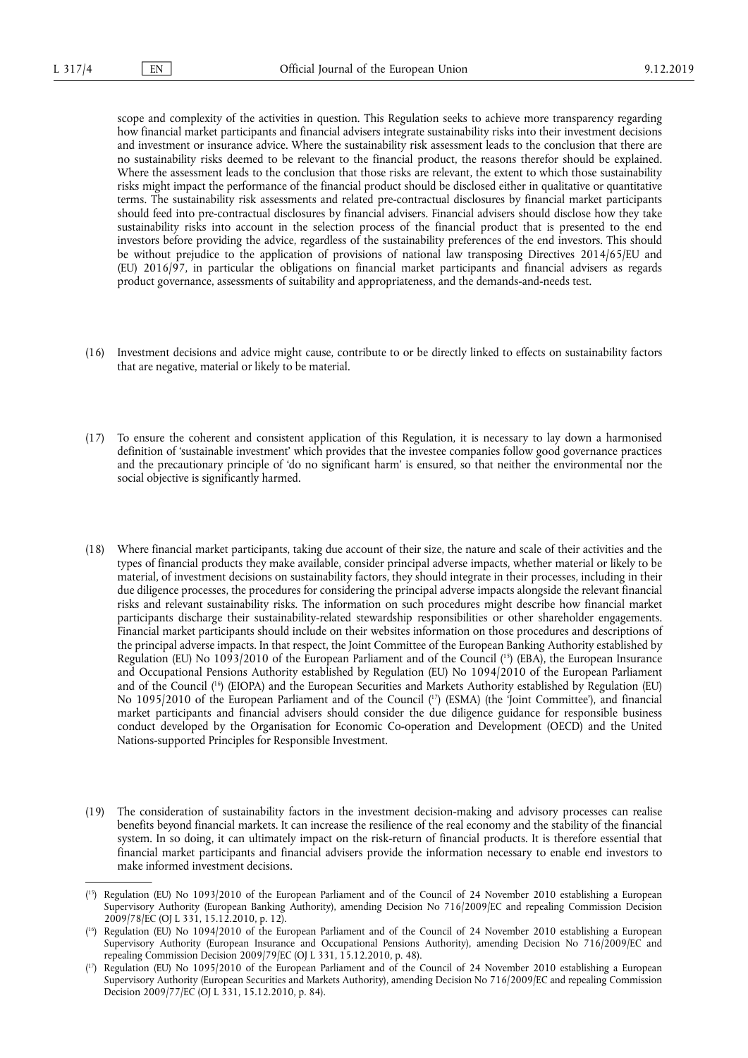scope and complexity of the activities in question. This Regulation seeks to achieve more transparency regarding how financial market participants and financial advisers integrate sustainability risks into their investment decisions and investment or insurance advice. Where the sustainability risk assessment leads to the conclusion that there are no sustainability risks deemed to be relevant to the financial product, the reasons therefor should be explained. Where the assessment leads to the conclusion that those risks are relevant, the extent to which those sustainability risks might impact the performance of the financial product should be disclosed either in qualitative or quantitative terms. The sustainability risk assessments and related pre-contractual disclosures by financial market participants should feed into pre-contractual disclosures by financial advisers. Financial advisers should disclose how they take sustainability risks into account in the selection process of the financial product that is presented to the end investors before providing the advice, regardless of the sustainability preferences of the end investors. This should be without prejudice to the application of provisions of national law transposing Directives 2014/65/EU and (EU) 2016/97, in particular the obligations on financial market participants and financial advisers as regards product governance, assessments of suitability and appropriateness, and the demands-and-needs test.

(16) Investment decisions and advice might cause, contribute to or be directly linked to effects on sustainability factors that are negative, material or likely to be material.

(17) To ensure the coherent and consistent application of this Regulation, it is necessary to lay down a harmonised definition of 'sustainable investment' which provides that the investee companies follow good governance practices and the precautionary principle of 'do no significant harm' is ensured, so that neither the environmental nor the social objective is significantly harmed.

(18) Where financial market participants, taking due account of their size, the nature and scale of their activities and the types of financial products they make available, consider principal adverse impacts, whether material or likely to be material, of investment decisions on sustainability factors, they should integrate in their processes, including in their due diligence processes, the procedures for considering the principal adverse impacts alongside the relevant financial risks and relevant sustainability risks. The information on such procedures might describe how financial market participants discharge their sustainability-related stewardship responsibilities or other shareholder engagements. Financial market participants should include on their websites information on those procedures and descriptions of the principal adverse impacts. In that respect, the Joint Committee of the European Banking Authority established by Regulation (EU) No 1093/2010 of the European Parliament and of the Council ([15]) (EBA), the European Insurance and Occupational Pensions Authority established by Regulation (EU) No 1094/2010 of the European Parliament and of the Council ([16]) (EIOPA) and the European Securities and Markets Authority established by Regulation (EU) No 1095/2010 of the European Parliament and of the Council ([17]) (ESMA) (the 'Joint Committee'), and financial market participants and financial advisers should consider the due diligence guidance for responsible business conduct developed by the Organisation for Economic Co-operation and Development (OECD) and the United Nations-supported Principles for Responsible Investment.

(19) The consideration of sustainability factors in the investment decision-making and advisory processes can realise benefits beyond financial markets. It can increase the resilience of the real economy and the stability of the financial system. In so doing, it can ultimately impact on the risk-return of financial products. It is therefore essential that financial market participants and financial advisers provide the information necessary to enable end investors to make informed investment decisions.

---

([15]) Regulation (EU) No 1093/2010 of the European Parliament and of the Council of 24 November 2010 establishing a European Supervisory Authority (European Banking Authority), amending Decision No 716/2009/EC and repealing Commission Decision 2009/78/EC (OJ L 331, 15.12.2010, p. 12).

([16]) Regulation (EU) No 1094/2010 of the European Parliament and of the Council of 24 November 2010 establishing a European Supervisory Authority (European Insurance and Occupational Pensions Authority), amending Decision No 716/2009/EC and repealing Commission Decision 2009/79/EC (OJ L 331, 15.12.2010, p. 48).

([17]) Regulation (EU) No 1095/2010 of the European Parliament and of the Council of 24 November 2010 establishing a European Supervisory Authority (European Securities and Markets Authority), amending Decision No 716/2009/EC and repealing Commission Decision 2009/77/EC (OJ L 331, 15.12.2010, p. 84).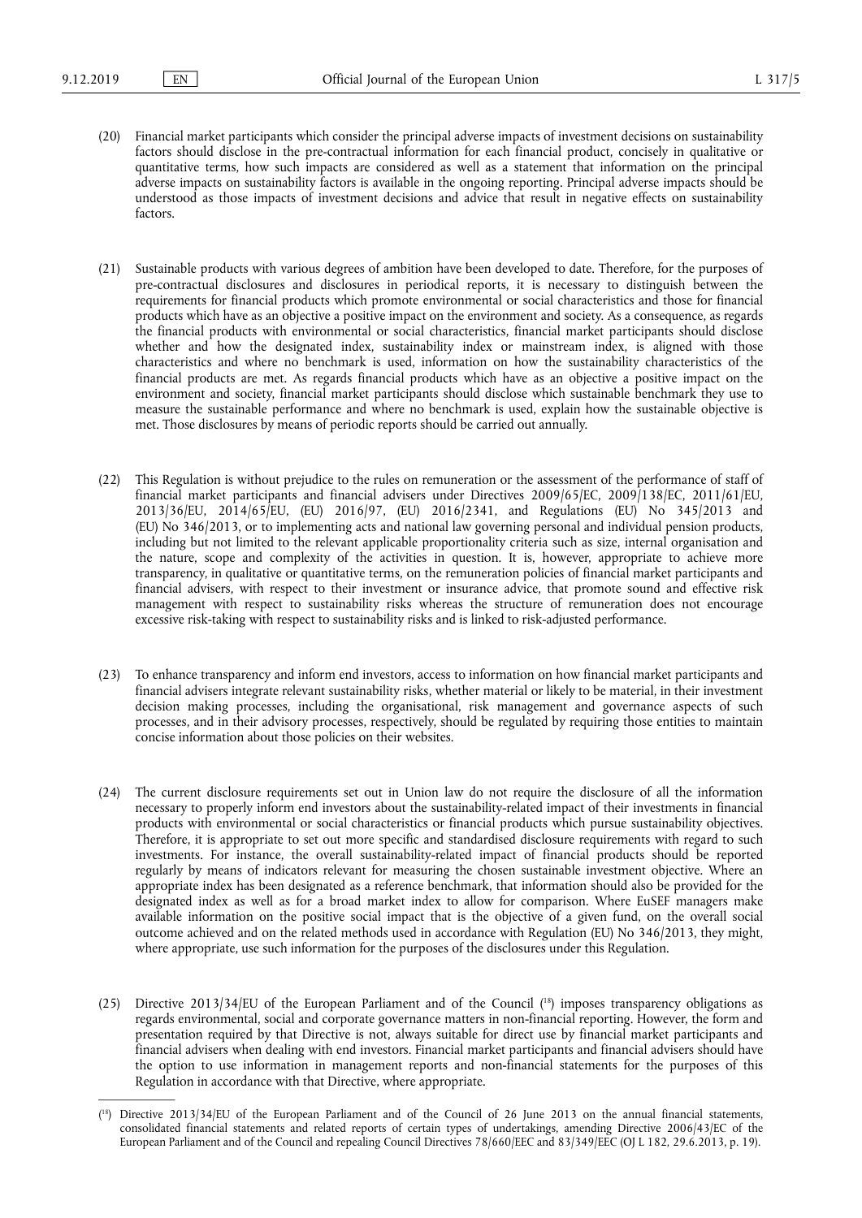(20) Financial market participants which consider the principal adverse impacts of investment decisions on sustainability factors should disclose in the pre-contractual information for each financial product, concisely in qualitative or quantitative terms, how such impacts are considered as well as a statement that information on the principal adverse impacts on sustainability factors is available in the ongoing reporting. Principal adverse impacts should be understood as those impacts of investment decisions and advice that result in negative effects on sustainability factors.

(21) Sustainable products with various degrees of ambition have been developed to date. Therefore, for the purposes of pre-contractual disclosures and disclosures in periodical reports, it is necessary to distinguish between the requirements for financial products which promote environmental or social characteristics and those for financial products which have as an objective a positive impact on the environment and society. As a consequence, as regards the financial products with environmental or social characteristics, financial market participants should disclose whether and how the designated index, sustainability index or mainstream index, is aligned with those characteristics and where no benchmark is used, information on how the sustainability characteristics of the financial products are met. As regards financial products which have as an objective a positive impact on the environment and society, financial market participants should disclose which sustainable benchmark they use to measure the sustainable performance and where no benchmark is used, explain how the sustainable objective is met. Those disclosures by means of periodic reports should be carried out annually.

(22) This Regulation is without prejudice to the rules on remuneration or the assessment of the performance of staff of financial market participants and financial advisers under Directives 2009/65/EC, 2009/138/EC, 2011/61/EU, 2013/36/EU, 2014/65/EU, (EU) 2016/97, (EU) 2016/2341, and Regulations (EU) No 345/2013 and (EU) No 346/2013, or to implementing acts and national law governing personal and individual pension products, including but not limited to the relevant applicable proportionality criteria such as size, internal organisation and the nature, scope and complexity of the activities in question. It is, however, appropriate to achieve more transparency, in qualitative or quantitative terms, on the remuneration policies of financial market participants and financial advisers, with respect to their investment or insurance advice, that promote sound and effective risk management with respect to sustainability risks whereas the structure of remuneration does not encourage excessive risk-taking with respect to sustainability risks and is linked to risk-adjusted performance.

(23) To enhance transparency and inform end investors, access to information on how financial market participants and financial advisers integrate relevant sustainability risks, whether material or likely to be material, in their investment decision making processes, including the organisational, risk management and governance aspects of such processes, and in their advisory processes, respectively, should be regulated by requiring those entities to maintain concise information about those policies on their websites.

(24) The current disclosure requirements set out in Union law do not require the disclosure of all the information necessary to properly inform end investors about the sustainability-related impact of their investments in financial products with environmental or social characteristics or financial products which pursue sustainability objectives. Therefore, it is appropriate to set out more specific and standardised disclosure requirements with regard to such investments. For instance, the overall sustainability-related impact of financial products should be reported regularly by means of indicators relevant for measuring the chosen sustainable investment objective. Where an appropriate index has been designated as a reference benchmark, that information should also be provided for the designated index as well as for a broad market index to allow for comparison. Where EuSEF managers make available information on the positive social impact that is the objective of a given fund, on the overall social outcome achieved and on the related methods used in accordance with Regulation (EU) No 346/2013, they might, where appropriate, use such information for the purposes of the disclosures under this Regulation.

(25) Directive 2013/34/EU of the European Parliament and of the Council [18] imposes transparency obligations as regards environmental, social and corporate governance matters in non-financial reporting. However, the form and presentation required by that Directive is not, always suitable for direct use by financial market participants and financial advisers when dealing with end investors. Financial market participants and financial advisers should have the option to use information in management reports and non-financial statements for the purposes of this Regulation in accordance with that Directive, where appropriate.

---

[18] Directive 2013/34/EU of the European Parliament and of the Council of 26 June 2013 on the annual financial statements, consolidated financial statements and related reports of certain types of undertakings, amending Directive 2006/43/EC of the European Parliament and of the Council and repealing Council Directives 78/660/EEC and 83/349/EEC (OJ L 182, 29.6.2013, p. 19).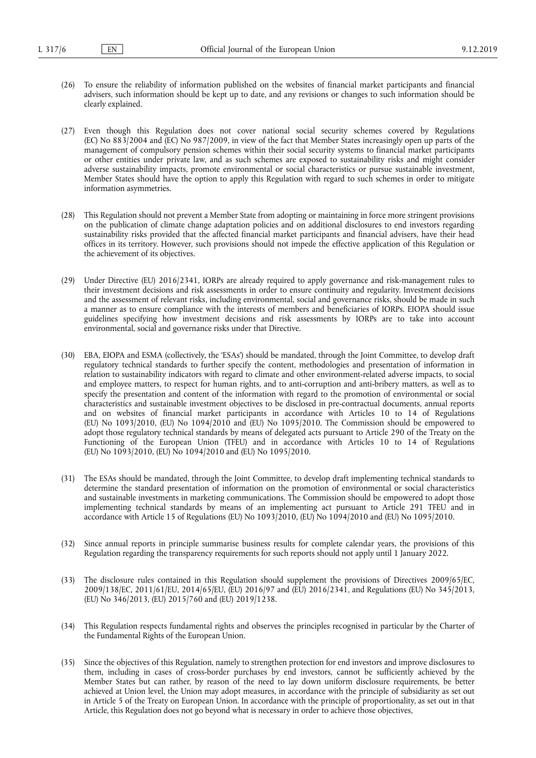(26) To ensure the reliability of information published on the websites of financial market participants and financial advisers, such information should be kept up to date, and any revisions or changes to such information should be clearly explained.

(27) Even though this Regulation does not cover national social security schemes covered by Regulations (EC) No 883/2004 and (EC) No 987/2009, in view of the fact that Member States increasingly open up parts of the management of compulsory pension schemes within their social security systems to financial market participants or other entities under private law, and as such schemes are exposed to sustainability risks and might consider adverse sustainability impacts, promote environmental or social characteristics or pursue sustainable investment, Member States should have the option to apply this Regulation with regard to such schemes in order to mitigate information asymmetries.

(28) This Regulation should not prevent a Member State from adopting or maintaining in force more stringent provisions on the publication of climate change adaptation policies and on additional disclosures to end investors regarding sustainability risks provided that the affected financial market participants and financial advisers, have their head offices in its territory. However, such provisions should not impede the effective application of this Regulation or the achievement of its objectives.

(29) Under Directive (EU) 2016/2341, IORPs are already required to apply governance and risk-management rules to their investment decisions and risk assessments in order to ensure continuity and regularity. Investment decisions and the assessment of relevant risks, including environmental, social and governance risks, should be made in such a manner as to ensure compliance with the interests of members and beneficiaries of IORPs. EIOPA should issue guidelines specifying how investment decisions and risk assessments by IORPs are to take into account environmental, social and governance risks under that Directive.

(30) EBA, EIOPA and ESMA (collectively, the 'ESAs') should be mandated, through the Joint Committee, to develop draft regulatory technical standards to further specify the content, methodologies and presentation of information in relation to sustainability indicators with regard to climate and other environment-related adverse impacts, to social and employee matters, to respect for human rights, and to anti-corruption and anti-bribery matters, as well as to specify the presentation and content of the information with regard to the promotion of environmental or social characteristics and sustainable investment objectives to be disclosed in pre-contractual documents, annual reports and on websites of financial market participants in accordance with Articles 10 to 14 of Regulations (EU) No 1093/2010, (EU) No 1094/2010 and (EU) No 1095/2010. The Commission should be empowered to adopt those regulatory technical standards by means of delegated acts pursuant to Article 290 of the Treaty on the Functioning of the European Union (TFEU) and in accordance with Articles 10 to 14 of Regulations (EU) No 1093/2010, (EU) No 1094/2010 and (EU) No 1095/2010.

(31) The ESAs should be mandated, through the Joint Committee, to develop draft implementing technical standards to determine the standard presentation of information on the promotion of environmental or social characteristics and sustainable investments in marketing communications. The Commission should be empowered to adopt those implementing technical standards by means of an implementing act pursuant to Article 291 TFEU and in accordance with Article 15 of Regulations (EU) No 1093/2010, (EU) No 1094/2010 and (EU) No 1095/2010.

(32) Since annual reports in principle summarise business results for complete calendar years, the provisions of this Regulation regarding the transparency requirements for such reports should not apply until 1 January 2022.

(33) The disclosure rules contained in this Regulation should supplement the provisions of Directives 2009/65/EC, 2009/138/EC, 2011/61/EU, 2014/65/EU, (EU) 2016/97 and (EU) 2016/2341, and Regulations (EU) No 345/2013, (EU) No 346/2013, (EU) 2015/760 and (EU) 2019/1238.

(34) This Regulation respects fundamental rights and observes the principles recognised in particular by the Charter of the Fundamental Rights of the European Union.

(35) Since the objectives of this Regulation, namely to strengthen protection for end investors and improve disclosures to them, including in cases of cross-border purchases by end investors, cannot be sufficiently achieved by the Member States but can rather, by reason of the need to lay down uniform disclosure requirements, be better achieved at Union level, the Union may adopt measures, in accordance with the principle of subsidiarity as set out in Article 5 of the Treaty on European Union. In accordance with the principle of proportionality, as set out in that Article, this Regulation does not go beyond what is necessary in order to achieve those objectives,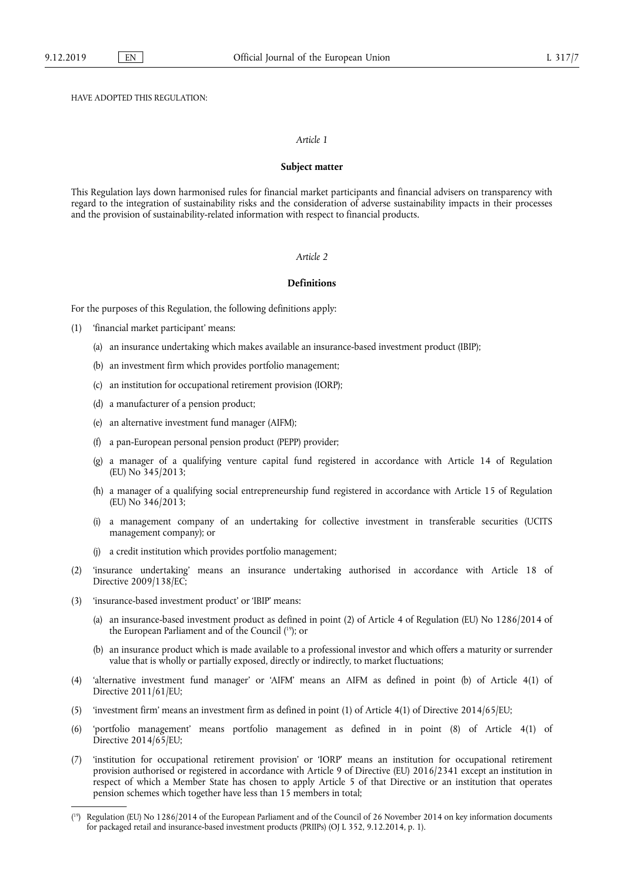HAVE ADOPTED THIS REGULATION:

*Article 1*

**Subject matter**

This Regulation lays down harmonised rules for financial market participants and financial advisers on transparency with regard to the integration of sustainability risks and the consideration of adverse sustainability impacts in their processes and the provision of sustainability-related information with respect to financial products.

*Article 2*

**Definitions**

For the purposes of this Regulation, the following definitions apply:

(1) 'financial market participant' means:

   (a) an insurance undertaking which makes available an insurance-based investment product (IBIP);

   (b) an investment firm which provides portfolio management;

   (c) an institution for occupational retirement provision (IORP);

   (d) a manufacturer of a pension product;

   (e) an alternative investment fund manager (AIFM);

   (f) a pan-European personal pension product (PEPP) provider;

   (g) a manager of a qualifying venture capital fund registered in accordance with Article 14 of Regulation (EU) No 345/2013;

   (h) a manager of a qualifying social entrepreneurship fund registered in accordance with Article 15 of Regulation (EU) No 346/2013;

   (i) a management company of an undertaking for collective investment in transferable securities (UCITS management company); or

   (j) a credit institution which provides portfolio management;

(2) 'insurance undertaking' means an insurance undertaking authorised in accordance with Article 18 of Directive 2009/138/EC;

(3) 'insurance-based investment product' or 'IBIP' means:

   (a) an insurance-based investment product as defined in point (2) of Article 4 of Regulation (EU) No 1286/2014 of the European Parliament and of the Council ([19]); or

   (b) an insurance product which is made available to a professional investor and which offers a maturity or surrender value that is wholly or partially exposed, directly or indirectly, to market fluctuations;

(4) 'alternative investment fund manager' or 'AIFM' means an AIFM as defined in point (b) of Article 4(1) of Directive 2011/61/EU;

(5) 'investment firm' means an investment firm as defined in point (1) of Article 4(1) of Directive 2014/65/EU;

(6) 'portfolio management' means portfolio management as defined in in point (8) of Article 4(1) of Directive 2014/65/EU;

(7) 'institution for occupational retirement provision' or 'IORP' means an institution for occupational retirement provision authorised or registered in accordance with Article 9 of Directive (EU) 2016/2341 except an institution in respect of which a Member State has chosen to apply Article 5 of that Directive or an institution that operates pension schemes which together have less than 15 members in total;

---

([19]) Regulation (EU) No 1286/2014 of the European Parliament and of the Council of 26 November 2014 on key information documents for packaged retail and insurance-based investment products (PRIIPs) (OJ L 352, 9.12.2014, p. 1).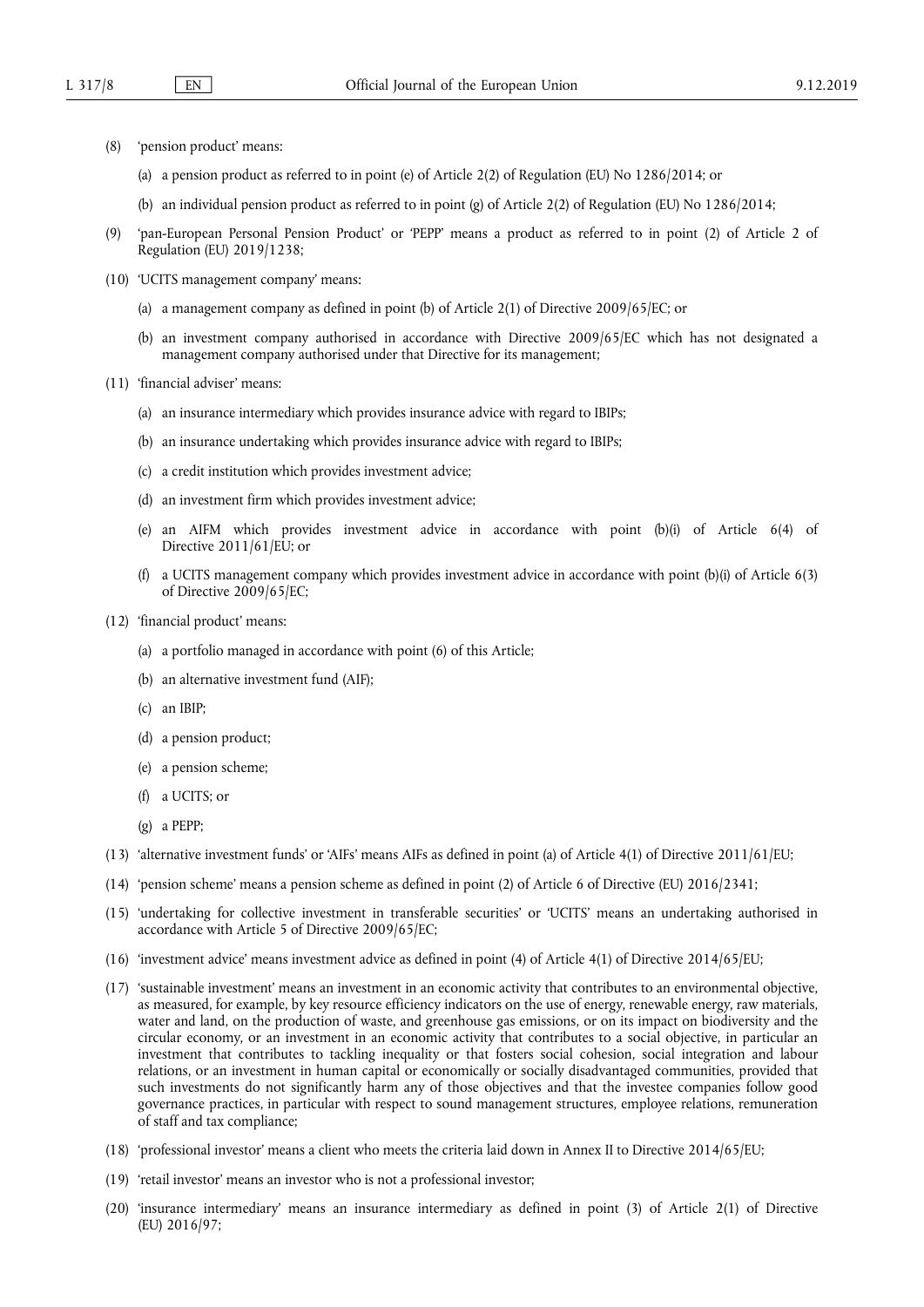(8) 'pension product' means:

(a) a pension product as referred to in point (e) of Article 2(2) of Regulation (EU) No 1286/2014; or

(b) an individual pension product as referred to in point (g) of Article 2(2) of Regulation (EU) No 1286/2014;

(9) 'pan-European Personal Pension Product' or 'PEPP' means a product as referred to in point (2) of Article 2 of Regulation (EU) 2019/1238;

(10) 'UCITS management company' means:

(a) a management company as defined in point (b) of Article 2(1) of Directive 2009/65/EC; or

(b) an investment company authorised in accordance with Directive 2009/65/EC which has not designated a management company authorised under that Directive for its management;

(11) 'financial adviser' means:

(a) an insurance intermediary which provides insurance advice with regard to IBIPs;

(b) an insurance undertaking which provides insurance advice with regard to IBIPs;

(c) a credit institution which provides investment advice;

(d) an investment firm which provides investment advice;

(e) an AIFM which provides investment advice in accordance with point (b)(i) of Article 6(4) of Directive 2011/61/EU; or

(f) a UCITS management company which provides investment advice in accordance with point (b)(i) of Article 6(3) of Directive 2009/65/EC;

(12) 'financial product' means:

(a) a portfolio managed in accordance with point (6) of this Article;

(b) an alternative investment fund (AIF);

(c) an IBIP;

(d) a pension product;

(e) a pension scheme;

(f) a UCITS; or

(g) a PEPP;

(13) 'alternative investment funds' or 'AIFs' means AIFs as defined in point (a) of Article 4(1) of Directive 2011/61/EU;

(14) 'pension scheme' means a pension scheme as defined in point (2) of Article 6 of Directive (EU) 2016/2341;

(15) 'undertaking for collective investment in transferable securities' or 'UCITS' means an undertaking authorised in accordance with Article 5 of Directive 2009/65/EC;

(16) 'investment advice' means investment advice as defined in point (4) of Article 4(1) of Directive 2014/65/EU;

(17) 'sustainable investment' means an investment in an economic activity that contributes to an environmental objective, as measured, for example, by key resource efficiency indicators on the use of energy, renewable energy, raw materials, water and land, on the production of waste, and greenhouse gas emissions, or on its impact on biodiversity and the circular economy, or an investment in an economic activity that contributes to a social objective, in particular an investment that contributes to tackling inequality or that fosters social cohesion, social integration and labour relations, or an investment in human capital or economically or socially disadvantaged communities, provided that such investments do not significantly harm any of those objectives and that the investee companies follow good governance practices, in particular with respect to sound management structures, employee relations, remuneration of staff and tax compliance;

(18) 'professional investor' means a client who meets the criteria laid down in Annex II to Directive 2014/65/EU;

(19) 'retail investor' means an investor who is not a professional investor;

(20) 'insurance intermediary' means an insurance intermediary as defined in point (3) of Article 2(1) of Directive (EU) 2016/97;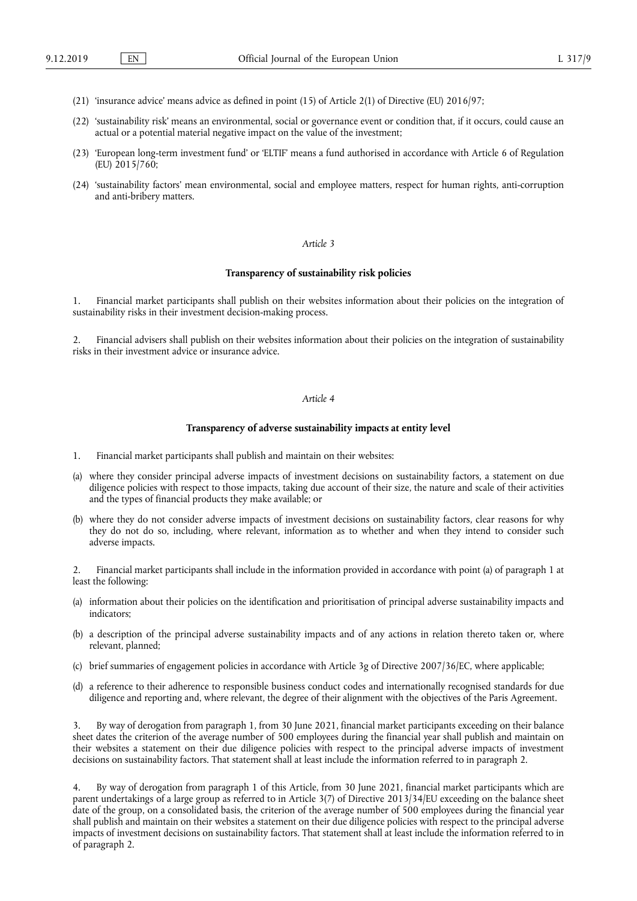(21) 'insurance advice' means advice as defined in point (15) of Article 2(1) of Directive (EU) 2016/97;

(22) 'sustainability risk' means an environmental, social or governance event or condition that, if it occurs, could cause an actual or a potential material negative impact on the value of the investment;

(23) 'European long-term investment fund' or 'ELTIF' means a fund authorised in accordance with Article 6 of Regulation (EU) 2015/760;

(24) 'sustainability factors' mean environmental, social and employee matters, respect for human rights, anti-corruption and anti-bribery matters.

*Article 3*

**Transparency of sustainability risk policies**

1. Financial market participants shall publish on their websites information about their policies on the integration of sustainability risks in their investment decision-making process.

2. Financial advisers shall publish on their websites information about their policies on the integration of sustainability risks in their investment advice or insurance advice.

*Article 4*

**Transparency of adverse sustainability impacts at entity level**

1. Financial market participants shall publish and maintain on their websites:

(a) where they consider principal adverse impacts of investment decisions on sustainability factors, a statement on due diligence policies with respect to those impacts, taking due account of their size, the nature and scale of their activities and the types of financial products they make available; or

(b) where they do not consider adverse impacts of investment decisions on sustainability factors, clear reasons for why they do not do so, including, where relevant, information as to whether and when they intend to consider such adverse impacts.

2. Financial market participants shall include in the information provided in accordance with point (a) of paragraph 1 at least the following:

(a) information about their policies on the identification and prioritisation of principal adverse sustainability impacts and indicators;

(b) a description of the principal adverse sustainability impacts and of any actions in relation thereto taken or, where relevant, planned;

(c) brief summaries of engagement policies in accordance with Article 3g of Directive 2007/36/EC, where applicable;

(d) a reference to their adherence to responsible business conduct codes and internationally recognised standards for due diligence and reporting and, where relevant, the degree of their alignment with the objectives of the Paris Agreement.

3. By way of derogation from paragraph 1, from 30 June 2021, financial market participants exceeding on their balance sheet dates the criterion of the average number of 500 employees during the financial year shall publish and maintain on their websites a statement on their due diligence policies with respect to the principal adverse impacts of investment decisions on sustainability factors. That statement shall at least include the information referred to in paragraph 2.

4. By way of derogation from paragraph 1 of this Article, from 30 June 2021, financial market participants which are parent undertakings of a large group as referred to in Article 3(7) of Directive 2013/34/EU exceeding on the balance sheet date of the group, on a consolidated basis, the criterion of the average number of 500 employees during the financial year shall publish and maintain on their websites a statement on their due diligence policies with respect to the principal adverse impacts of investment decisions on sustainability factors. That statement shall at least include the information referred to in of paragraph 2.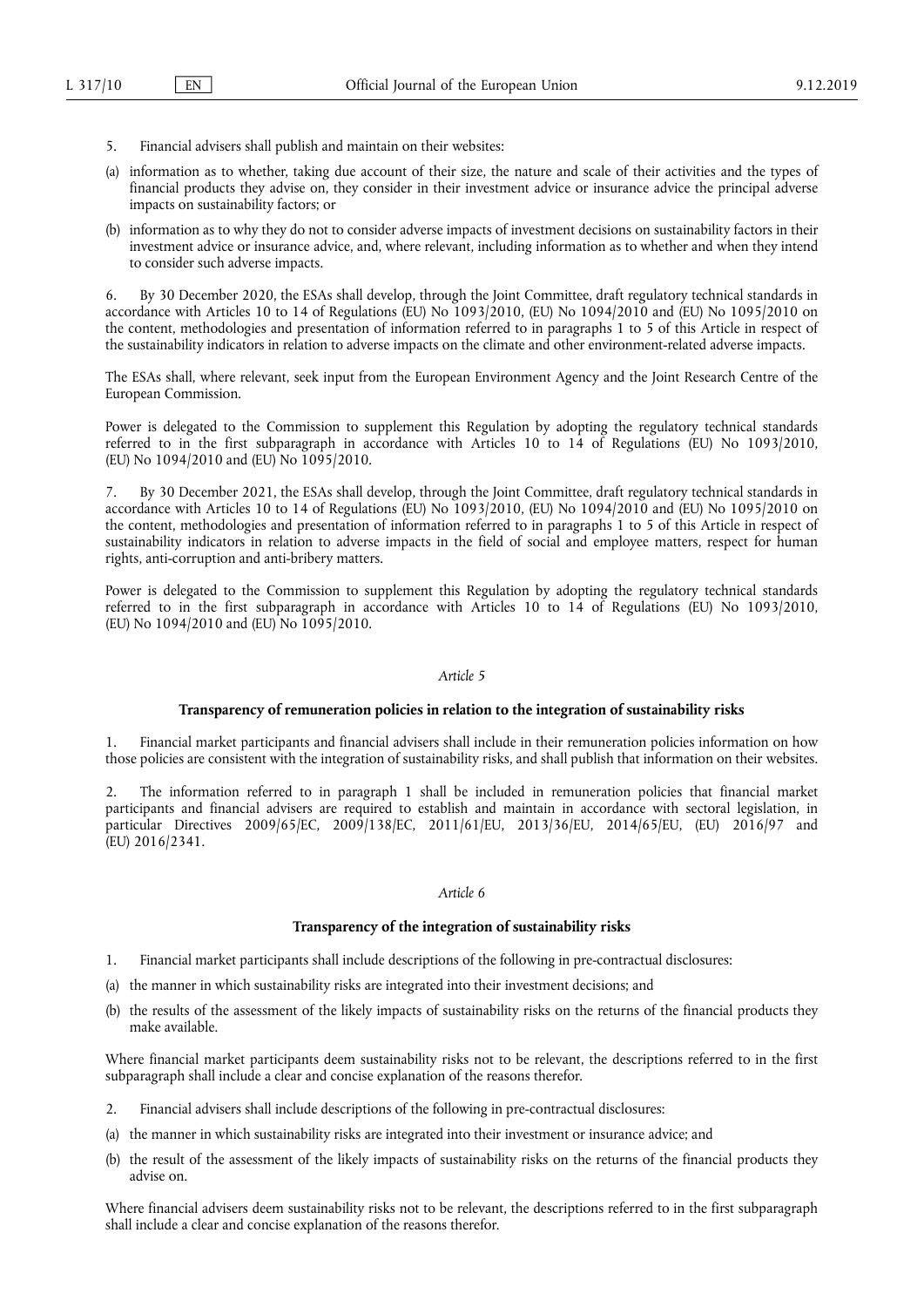5. Financial advisers shall publish and maintain on their websites:

(a) information as to whether, taking due account of their size, the nature and scale of their activities and the types of financial products they advise on, they consider in their investment advice or insurance advice the principal adverse impacts on sustainability factors; or

(b) information as to why they do not to consider adverse impacts of investment decisions on sustainability factors in their investment advice or insurance advice, and, where relevant, including information as to whether and when they intend to consider such adverse impacts.

6. By 30 December 2020, the ESAs shall develop, through the Joint Committee, draft regulatory technical standards in accordance with Articles 10 to 14 of Regulations (EU) No 1093/2010, (EU) No 1094/2010 and (EU) No 1095/2010 on the content, methodologies and presentation of information referred to in paragraphs 1 to 5 of this Article in respect of the sustainability indicators in relation to adverse impacts on the climate and other environment-related adverse impacts.

The ESAs shall, where relevant, seek input from the European Environment Agency and the Joint Research Centre of the European Commission.

Power is delegated to the Commission to supplement this Regulation by adopting the regulatory technical standards referred to in the first subparagraph in accordance with Articles 10 to 14 of Regulations (EU) No 1093/2010, (EU) No 1094/2010 and (EU) No 1095/2010.

7. By 30 December 2021, the ESAs shall develop, through the Joint Committee, draft regulatory technical standards in accordance with Articles 10 to 14 of Regulations (EU) No 1093/2010, (EU) No 1094/2010 and (EU) No 1095/2010 on the content, methodologies and presentation of information referred to in paragraphs 1 to 5 of this Article in respect of sustainability indicators in relation to adverse impacts in the field of social and employee matters, respect for human rights, anti-corruption and anti-bribery matters.

Power is delegated to the Commission to supplement this Regulation by adopting the regulatory technical standards referred to in the first subparagraph in accordance with Articles 10 to 14 of Regulations (EU) No 1093/2010, (EU) No 1094/2010 and (EU) No 1095/2010.

*Article 5*

**Transparency of remuneration policies in relation to the integration of sustainability risks**

1. Financial market participants and financial advisers shall include in their remuneration policies information on how those policies are consistent with the integration of sustainability risks, and shall publish that information on their websites.

2. The information referred to in paragraph 1 shall be included in remuneration policies that financial market participants and financial advisers are required to establish and maintain in accordance with sectoral legislation, in particular Directives 2009/65/EC, 2009/138/EC, 2011/61/EU, 2013/36/EU, 2014/65/EU, (EU) 2016/97 and (EU) 2016/2341.

*Article 6*

**Transparency of the integration of sustainability risks**

1. Financial market participants shall include descriptions of the following in pre-contractual disclosures:

(a) the manner in which sustainability risks are integrated into their investment decisions; and

(b) the results of the assessment of the likely impacts of sustainability risks on the returns of the financial products they make available.

Where financial market participants deem sustainability risks not to be relevant, the descriptions referred to in the first subparagraph shall include a clear and concise explanation of the reasons therefor.

2. Financial advisers shall include descriptions of the following in pre-contractual disclosures:

(a) the manner in which sustainability risks are integrated into their investment or insurance advice; and

(b) the result of the assessment of the likely impacts of sustainability risks on the returns of the financial products they advise on.

Where financial advisers deem sustainability risks not to be relevant, the descriptions referred to in the first subparagraph shall include a clear and concise explanation of the reasons therefor.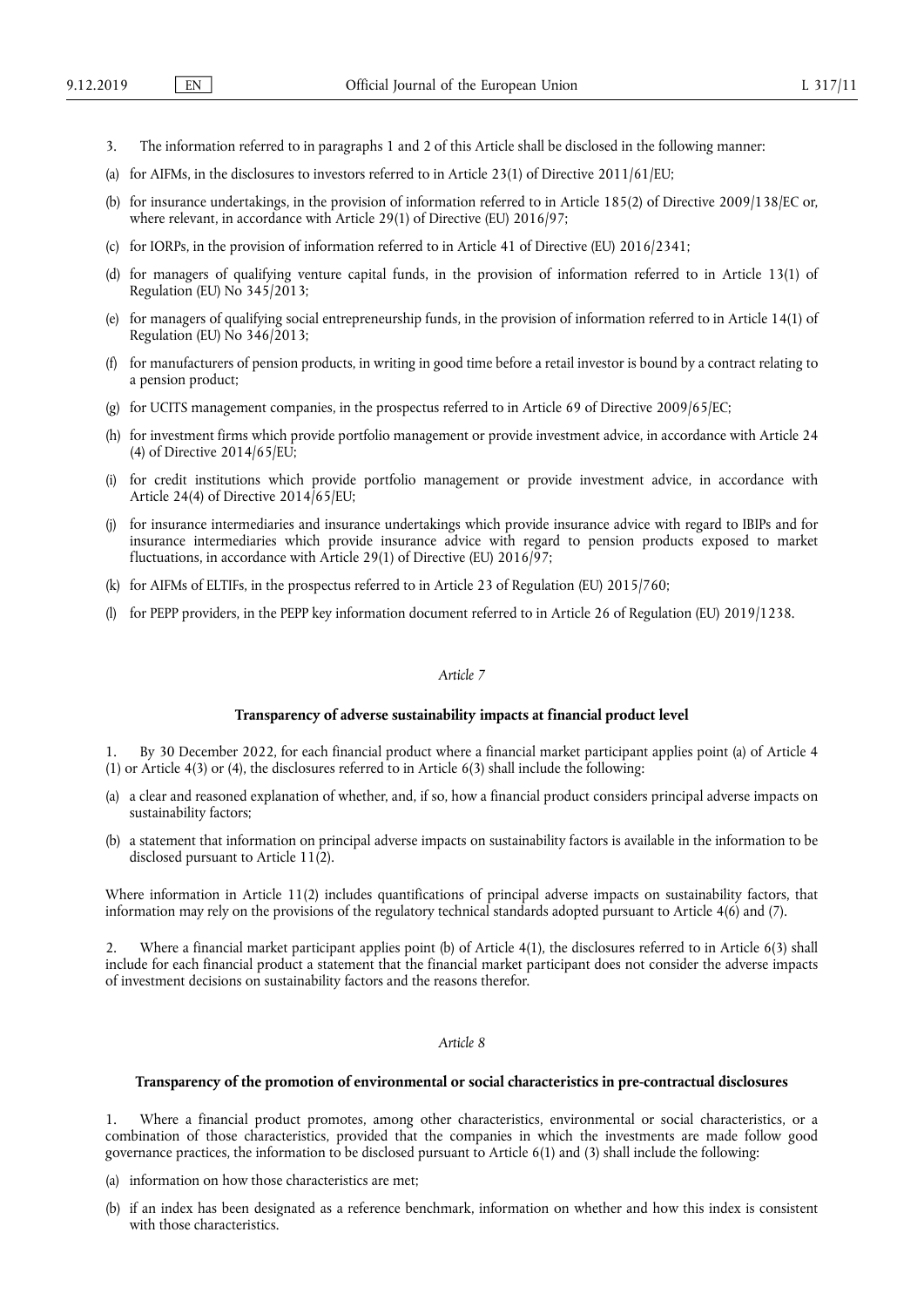3. The information referred to in paragraphs 1 and 2 of this Article shall be disclosed in the following manner:

(a) for AIFMs, in the disclosures to investors referred to in Article 23(1) of Directive 2011/61/EU;

(b) for insurance undertakings, in the provision of information referred to in Article 185(2) of Directive 2009/138/EC or, where relevant, in accordance with Article 29(1) of Directive (EU) 2016/97;

(c) for IORPs, in the provision of information referred to in Article 41 of Directive (EU) 2016/2341;

(d) for managers of qualifying venture capital funds, in the provision of information referred to in Article 13(1) of Regulation (EU) No 345/2013;

(e) for managers of qualifying social entrepreneurship funds, in the provision of information referred to in Article 14(1) of Regulation (EU) No 346/2013;

(f) for manufacturers of pension products, in writing in good time before a retail investor is bound by a contract relating to a pension product;

(g) for UCITS management companies, in the prospectus referred to in Article 69 of Directive 2009/65/EC;

(h) for investment firms which provide portfolio management or provide investment advice, in accordance with Article 24 (4) of Directive 2014/65/EU;

(i) for credit institutions which provide portfolio management or provide investment advice, in accordance with Article 24(4) of Directive 2014/65/EU;

(j) for insurance intermediaries and insurance undertakings which provide insurance advice with regard to IBIPs and for insurance intermediaries which provide insurance advice with regard to pension products exposed to market fluctuations, in accordance with Article 29(1) of Directive (EU) 2016/97;

(k) for AIFMs of ELTIFs, in the prospectus referred to in Article 23 of Regulation (EU) 2015/760;

(l) for PEPP providers, in the PEPP key information document referred to in Article 26 of Regulation (EU) 2019/1238.

*Article 7*

**Transparency of adverse sustainability impacts at financial product level**

1. By 30 December 2022, for each financial product where a financial market participant applies point (a) of Article 4 (1) or Article 4(3) or (4), the disclosures referred to in Article 6(3) shall include the following:

(a) a clear and reasoned explanation of whether, and, if so, how a financial product considers principal adverse impacts on sustainability factors;

(b) a statement that information on principal adverse impacts on sustainability factors is available in the information to be disclosed pursuant to Article 11(2).

Where information in Article 11(2) includes quantifications of principal adverse impacts on sustainability factors, that information may rely on the provisions of the regulatory technical standards adopted pursuant to Article 4(6) and (7).

2. Where a financial market participant applies point (b) of Article 4(1), the disclosures referred to in Article 6(3) shall include for each financial product a statement that the financial market participant does not consider the adverse impacts of investment decisions on sustainability factors and the reasons therefor.

*Article 8*

**Transparency of the promotion of environmental or social characteristics in pre-contractual disclosures**

1. Where a financial product promotes, among other characteristics, environmental or social characteristics, or a combination of those characteristics, provided that the companies in which the investments are made follow good governance practices, the information to be disclosed pursuant to Article 6(1) and (3) shall include the following:

(a) information on how those characteristics are met;

(b) if an index has been designated as a reference benchmark, information on whether and how this index is consistent with those characteristics.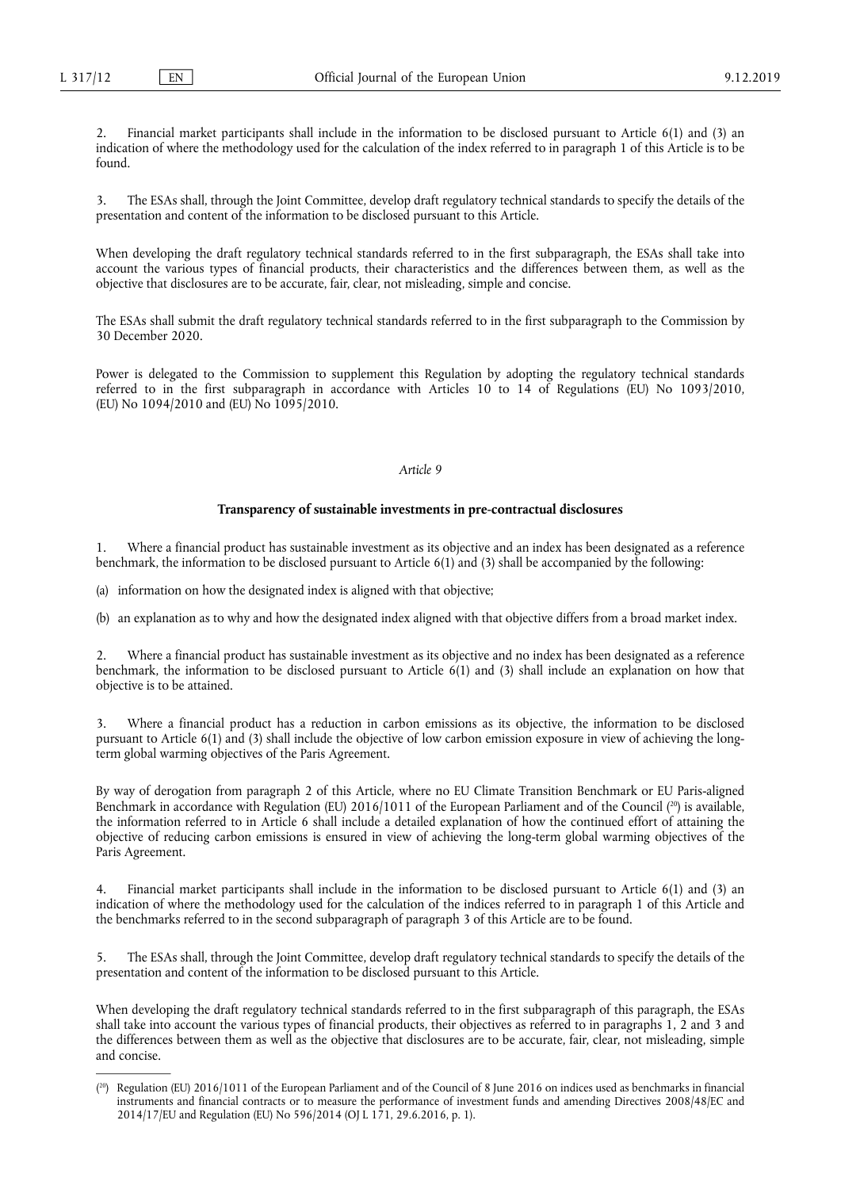2. Financial market participants shall include in the information to be disclosed pursuant to Article 6(1) and (3) an indication of where the methodology used for the calculation of the index referred to in paragraph 1 of this Article is to be found.

3. The ESAs shall, through the Joint Committee, develop draft regulatory technical standards to specify the details of the presentation and content of the information to be disclosed pursuant to this Article.

When developing the draft regulatory technical standards referred to in the first subparagraph, the ESAs shall take into account the various types of financial products, their characteristics and the differences between them, as well as the objective that disclosures are to be accurate, fair, clear, not misleading, simple and concise.

The ESAs shall submit the draft regulatory technical standards referred to in the first subparagraph to the Commission by 30 December 2020.

Power is delegated to the Commission to supplement this Regulation by adopting the regulatory technical standards referred to in the first subparagraph in accordance with Articles 10 to 14 of Regulations (EU) No 1093/2010, (EU) No 1094/2010 and (EU) No 1095/2010.

*Article 9*

**Transparency of sustainable investments in pre-contractual disclosures**

1. Where a financial product has sustainable investment as its objective and an index has been designated as a reference benchmark, the information to be disclosed pursuant to Article 6(1) and (3) shall be accompanied by the following:

(a) information on how the designated index is aligned with that objective;

(b) an explanation as to why and how the designated index aligned with that objective differs from a broad market index.

2. Where a financial product has sustainable investment as its objective and no index has been designated as a reference benchmark, the information to be disclosed pursuant to Article 6(1) and (3) shall include an explanation on how that objective is to be attained.

3. Where a financial product has a reduction in carbon emissions as its objective, the information to be disclosed pursuant to Article 6(1) and (3) shall include the objective of low carbon emission exposure in view of achieving the long-term global warming objectives of the Paris Agreement.

By way of derogation from paragraph 2 of this Article, where no EU Climate Transition Benchmark or EU Paris-aligned Benchmark in accordance with Regulation (EU) 2016/1011 of the European Parliament and of the Council [20] is available, the information referred to in Article 6 shall include a detailed explanation of how the continued effort of attaining the objective of reducing carbon emissions is ensured in view of achieving the long-term global warming objectives of the Paris Agreement.

4. Financial market participants shall include in the information to be disclosed pursuant to Article 6(1) and (3) an indication of where the methodology used for the calculation of the indices referred to in paragraph 1 of this Article and the benchmarks referred to in the second subparagraph of paragraph 3 of this Article are to be found.

5. The ESAs shall, through the Joint Committee, develop draft regulatory technical standards to specify the details of the presentation and content of the information to be disclosed pursuant to this Article.

When developing the draft regulatory technical standards referred to in the first subparagraph of this paragraph, the ESAs shall take into account the various types of financial products, their objectives as referred to in paragraphs 1, 2 and 3 and the differences between them as well as the objective that disclosures are to be accurate, fair, clear, not misleading, simple and concise.

---

[20] Regulation (EU) 2016/1011 of the European Parliament and of the Council of 8 June 2016 on indices used as benchmarks in financial instruments and financial contracts or to measure the performance of investment funds and amending Directives 2008/48/EC and 2014/17/EU and Regulation (EU) No 596/2014 (OJ L 171, 29.6.2016, p. 1).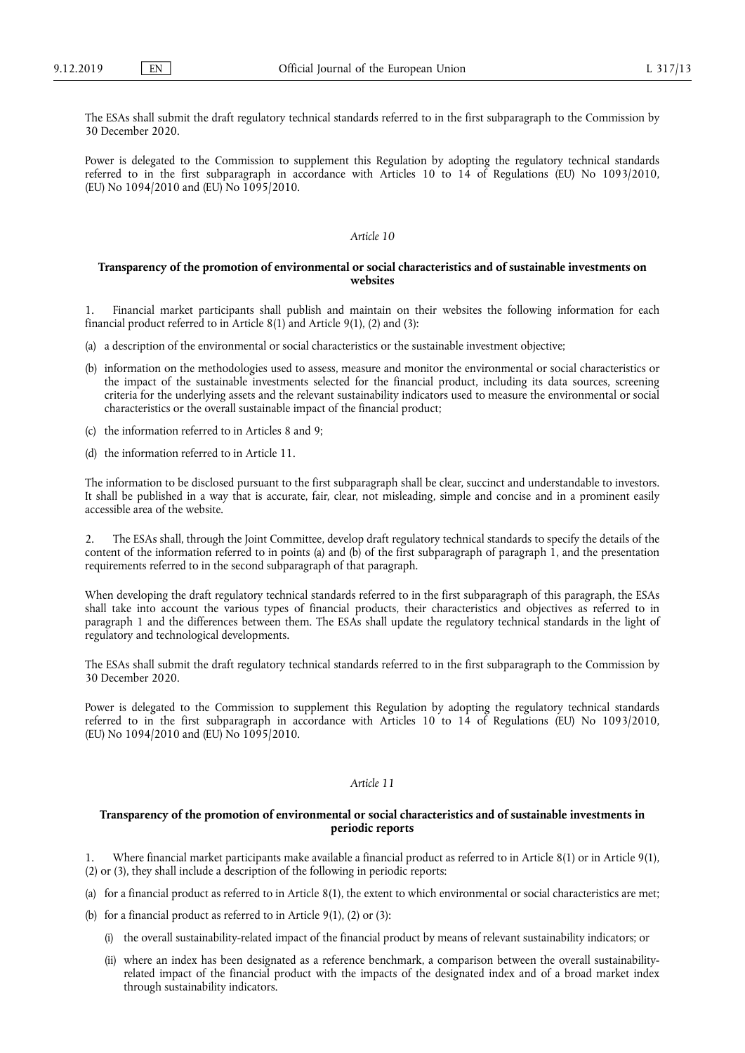The ESAs shall submit the draft regulatory technical standards referred to in the first subparagraph to the Commission by 30 December 2020.

Power is delegated to the Commission to supplement this Regulation by adopting the regulatory technical standards referred to in the first subparagraph in accordance with Articles 10 to 14 of Regulations (EU) No 1093/2010, (EU) No 1094/2010 and (EU) No 1095/2010.

*Article 10*

**Transparency of the promotion of environmental or social characteristics and of sustainable investments on websites**

1. Financial market participants shall publish and maintain on their websites the following information for each financial product referred to in Article 8(1) and Article 9(1), (2) and (3):

(a) a description of the environmental or social characteristics or the sustainable investment objective;

(b) information on the methodologies used to assess, measure and monitor the environmental or social characteristics or the impact of the sustainable investments selected for the financial product, including its data sources, screening criteria for the underlying assets and the relevant sustainability indicators used to measure the environmental or social characteristics or the overall sustainable impact of the financial product;

(c) the information referred to in Articles 8 and 9;

(d) the information referred to in Article 11.

The information to be disclosed pursuant to the first subparagraph shall be clear, succinct and understandable to investors. It shall be published in a way that is accurate, fair, clear, not misleading, simple and concise and in a prominent easily accessible area of the website.

2. The ESAs shall, through the Joint Committee, develop draft regulatory technical standards to specify the details of the content of the information referred to in points (a) and (b) of the first subparagraph of paragraph 1, and the presentation requirements referred to in the second subparagraph of that paragraph.

When developing the draft regulatory technical standards referred to in the first subparagraph of this paragraph, the ESAs shall take into account the various types of financial products, their characteristics and objectives as referred to in paragraph 1 and the differences between them. The ESAs shall update the regulatory technical standards in the light of regulatory and technological developments.

The ESAs shall submit the draft regulatory technical standards referred to in the first subparagraph to the Commission by 30 December 2020.

Power is delegated to the Commission to supplement this Regulation by adopting the regulatory technical standards referred to in the first subparagraph in accordance with Articles 10 to 14 of Regulations (EU) No 1093/2010, (EU) No 1094/2010 and (EU) No 1095/2010.

*Article 11*

**Transparency of the promotion of environmental or social characteristics and of sustainable investments in periodic reports**

1. Where financial market participants make available a financial product as referred to in Article 8(1) or in Article 9(1), (2) or (3), they shall include a description of the following in periodic reports:

(a) for a financial product as referred to in Article 8(1), the extent to which environmental or social characteristics are met;

(b) for a financial product as referred to in Article 9(1), (2) or (3):

   (i) the overall sustainability-related impact of the financial product by means of relevant sustainability indicators; or

   (ii) where an index has been designated as a reference benchmark, a comparison between the overall sustainability-related impact of the financial product with the impacts of the designated index and of a broad market index through sustainability indicators.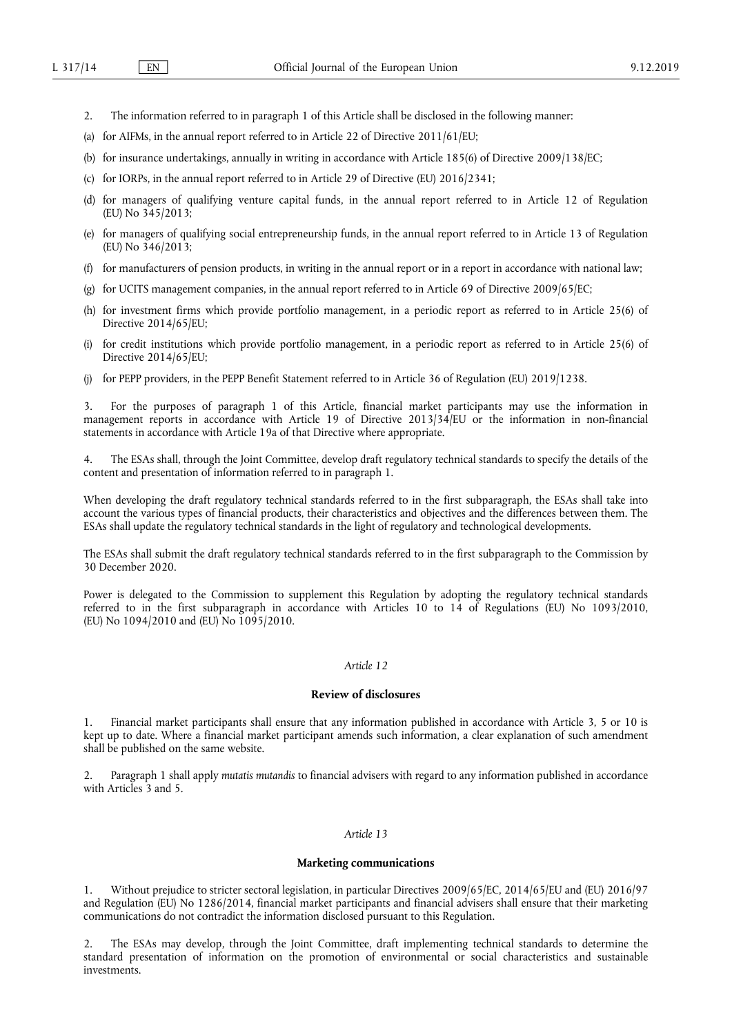2. The information referred to in paragraph 1 of this Article shall be disclosed in the following manner:

(a) for AIFMs, in the annual report referred to in Article 22 of Directive 2011/61/EU;

(b) for insurance undertakings, annually in writing in accordance with Article 185(6) of Directive 2009/138/EC;

(c) for IORPs, in the annual report referred to in Article 29 of Directive (EU) 2016/2341;

(d) for managers of qualifying venture capital funds, in the annual report referred to in Article 12 of Regulation (EU) No 345/2013;

(e) for managers of qualifying social entrepreneurship funds, in the annual report referred to in Article 13 of Regulation (EU) No 346/2013;

(f) for manufacturers of pension products, in writing in the annual report or in a report in accordance with national law;

(g) for UCITS management companies, in the annual report referred to in Article 69 of Directive 2009/65/EC;

(h) for investment firms which provide portfolio management, in a periodic report as referred to in Article 25(6) of Directive 2014/65/EU;

(i) for credit institutions which provide portfolio management, in a periodic report as referred to in Article 25(6) of Directive 2014/65/EU;

(j) for PEPP providers, in the PEPP Benefit Statement referred to in Article 36 of Regulation (EU) 2019/1238.

3. For the purposes of paragraph 1 of this Article, financial market participants may use the information in management reports in accordance with Article 19 of Directive 2013/34/EU or the information in non-financial statements in accordance with Article 19a of that Directive where appropriate.

4. The ESAs shall, through the Joint Committee, develop draft regulatory technical standards to specify the details of the content and presentation of information referred to in paragraph 1.

When developing the draft regulatory technical standards referred to in the first subparagraph, the ESAs shall take into account the various types of financial products, their characteristics and objectives and the differences between them. The ESAs shall update the regulatory technical standards in the light of regulatory and technological developments.

The ESAs shall submit the draft regulatory technical standards referred to in the first subparagraph to the Commission by 30 December 2020.

Power is delegated to the Commission to supplement this Regulation by adopting the regulatory technical standards referred to in the first subparagraph in accordance with Articles 10 to 14 of Regulations (EU) No 1093/2010, (EU) No 1094/2010 and (EU) No 1095/2010.

### *Article 12*

### **Review of disclosures**

1. Financial market participants shall ensure that any information published in accordance with Article 3, 5 or 10 is kept up to date. Where a financial market participant amends such information, a clear explanation of such amendment shall be published on the same website.

2. Paragraph 1 shall apply *mutatis mutandis* to financial advisers with regard to any information published in accordance with Articles 3 and 5.

### *Article 13*

### **Marketing communications**

1. Without prejudice to stricter sectoral legislation, in particular Directives 2009/65/EC, 2014/65/EU and (EU) 2016/97 and Regulation (EU) No 1286/2014, financial market participants and financial advisers shall ensure that their marketing communications do not contradict the information disclosed pursuant to this Regulation.

2. The ESAs may develop, through the Joint Committee, draft implementing technical standards to determine the standard presentation of information on the promotion of environmental or social characteristics and sustainable investments.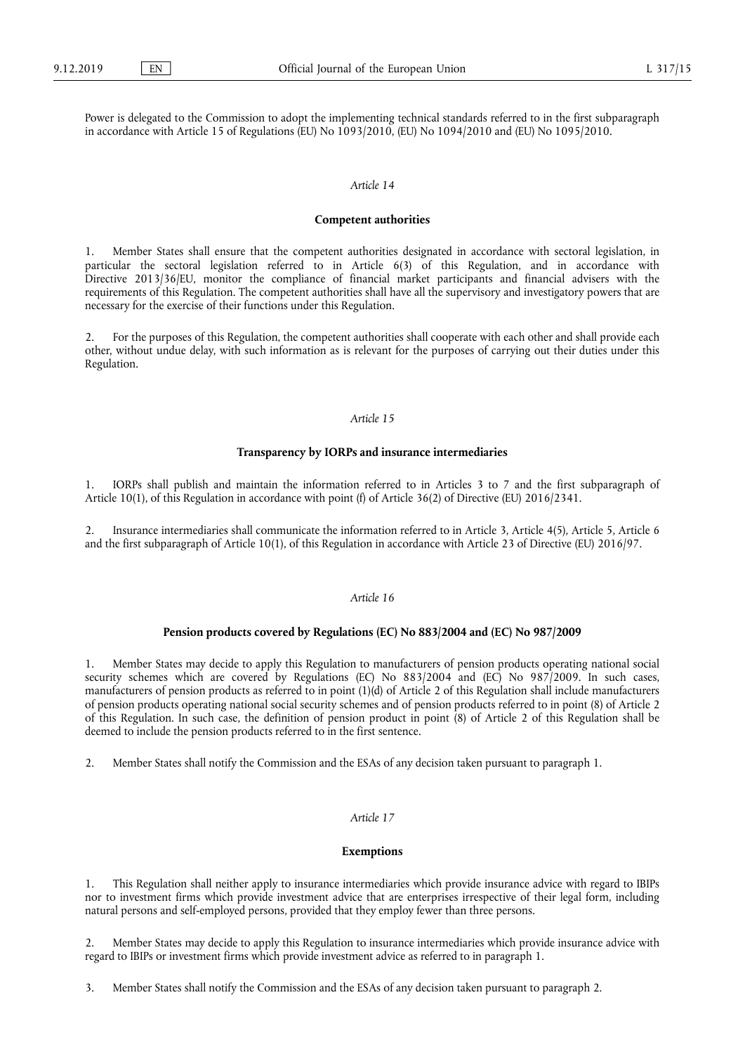Power is delegated to the Commission to adopt the implementing technical standards referred to in the first subparagraph in accordance with Article 15 of Regulations (EU) No 1093/2010, (EU) No 1094/2010 and (EU) No 1095/2010.

*Article 14*

**Competent authorities**

1. Member States shall ensure that the competent authorities designated in accordance with sectoral legislation, in particular the sectoral legislation referred to in Article 6(3) of this Regulation, and in accordance with Directive 2013/36/EU, monitor the compliance of financial market participants and financial advisers with the requirements of this Regulation. The competent authorities shall have all the supervisory and investigatory powers that are necessary for the exercise of their functions under this Regulation.

2. For the purposes of this Regulation, the competent authorities shall cooperate with each other and shall provide each other, without undue delay, with such information as is relevant for the purposes of carrying out their duties under this Regulation.

*Article 15*

**Transparency by IORPs and insurance intermediaries**

1. IORPs shall publish and maintain the information referred to in Articles 3 to 7 and the first subparagraph of Article 10(1), of this Regulation in accordance with point (f) of Article 36(2) of Directive (EU) 2016/2341.

2. Insurance intermediaries shall communicate the information referred to in Article 3, Article 4(5), Article 5, Article 6 and the first subparagraph of Article 10(1), of this Regulation in accordance with Article 23 of Directive (EU) 2016/97.

*Article 16*

**Pension products covered by Regulations (EC) No 883/2004 and (EC) No 987/2009**

1. Member States may decide to apply this Regulation to manufacturers of pension products operating national social security schemes which are covered by Regulations (EC) No 883/2004 and (EC) No 987/2009. In such cases, manufacturers of pension products as referred to in point (1)(d) of Article 2 of this Regulation shall include manufacturers of pension products operating national social security schemes and of pension products referred to in point (8) of Article 2 of this Regulation. In such case, the definition of pension product in point (8) of Article 2 of this Regulation shall be deemed to include the pension products referred to in the first sentence.

2. Member States shall notify the Commission and the ESAs of any decision taken pursuant to paragraph 1.

*Article 17*

**Exemptions**

1. This Regulation shall neither apply to insurance intermediaries which provide insurance advice with regard to IBIPs nor to investment firms which provide investment advice that are enterprises irrespective of their legal form, including natural persons and self-employed persons, provided that they employ fewer than three persons.

2. Member States may decide to apply this Regulation to insurance intermediaries which provide insurance advice with regard to IBIPs or investment firms which provide investment advice as referred to in paragraph 1.

3. Member States shall notify the Commission and the ESAs of any decision taken pursuant to paragraph 2.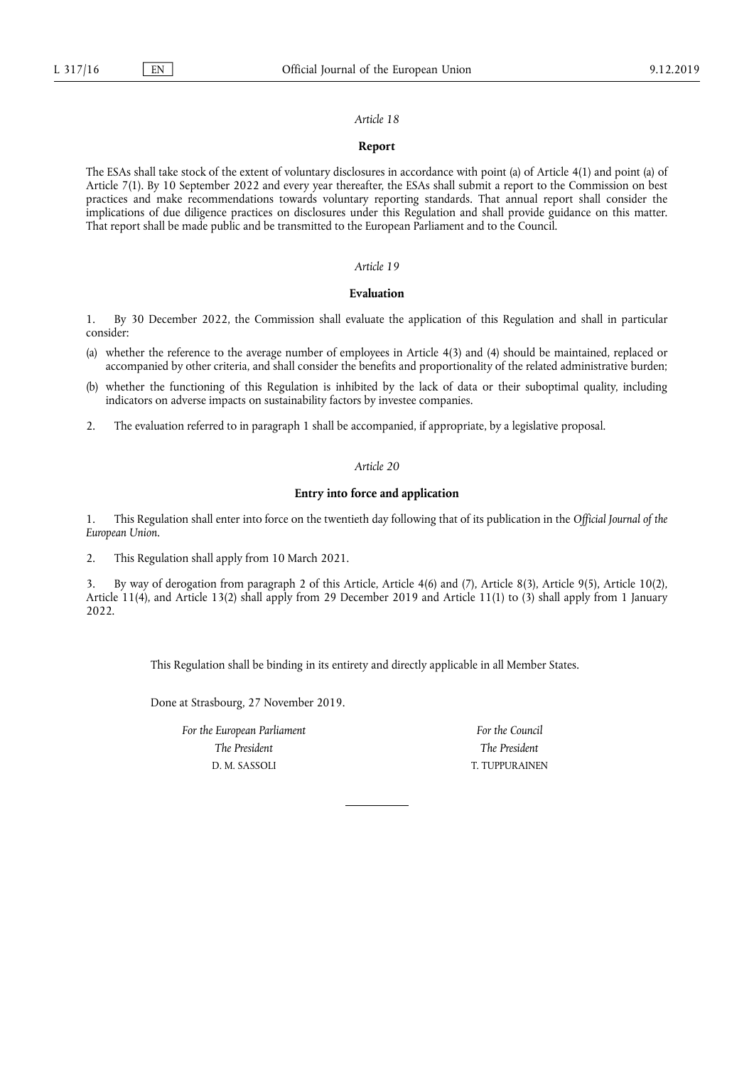*Article 18*

**Report**

The ESAs shall take stock of the extent of voluntary disclosures in accordance with point (a) of Article 4(1) and point (a) of Article 7(1). By 10 September 2022 and every year thereafter, the ESAs shall submit a report to the Commission on best practices and make recommendations towards voluntary reporting standards. That annual report shall consider the implications of due diligence practices on disclosures under this Regulation and shall provide guidance on this matter. That report shall be made public and be transmitted to the European Parliament and to the Council.

*Article 19*

**Evaluation**

1. By 30 December 2022, the Commission shall evaluate the application of this Regulation and shall in particular consider:

(a) whether the reference to the average number of employees in Article 4(3) and (4) should be maintained, replaced or accompanied by other criteria, and shall consider the benefits and proportionality of the related administrative burden;

(b) whether the functioning of this Regulation is inhibited by the lack of data or their suboptimal quality, including indicators on adverse impacts on sustainability factors by investee companies.

2. The evaluation referred to in paragraph 1 shall be accompanied, if appropriate, by a legislative proposal.

*Article 20*

**Entry into force and application**

1. This Regulation shall enter into force on the twentieth day following that of its publication in the *Official Journal of the European Union*.

2. This Regulation shall apply from 10 March 2021.

3. By way of derogation from paragraph 2 of this Article, Article 4(6) and (7), Article 8(3), Article 9(5), Article 10(2), Article 11(4), and Article 13(2) shall apply from 29 December 2019 and Article 11(1) to (3) shall apply from 1 January 2022.

This Regulation shall be binding in its entirety and directly applicable in all Member States.

Done at Strasbourg, 27 November 2019.

*For the European Parliament*
*The President*
D. M. SASSOLI

*For the Council*
*The President*
T. TUPPURAINEN